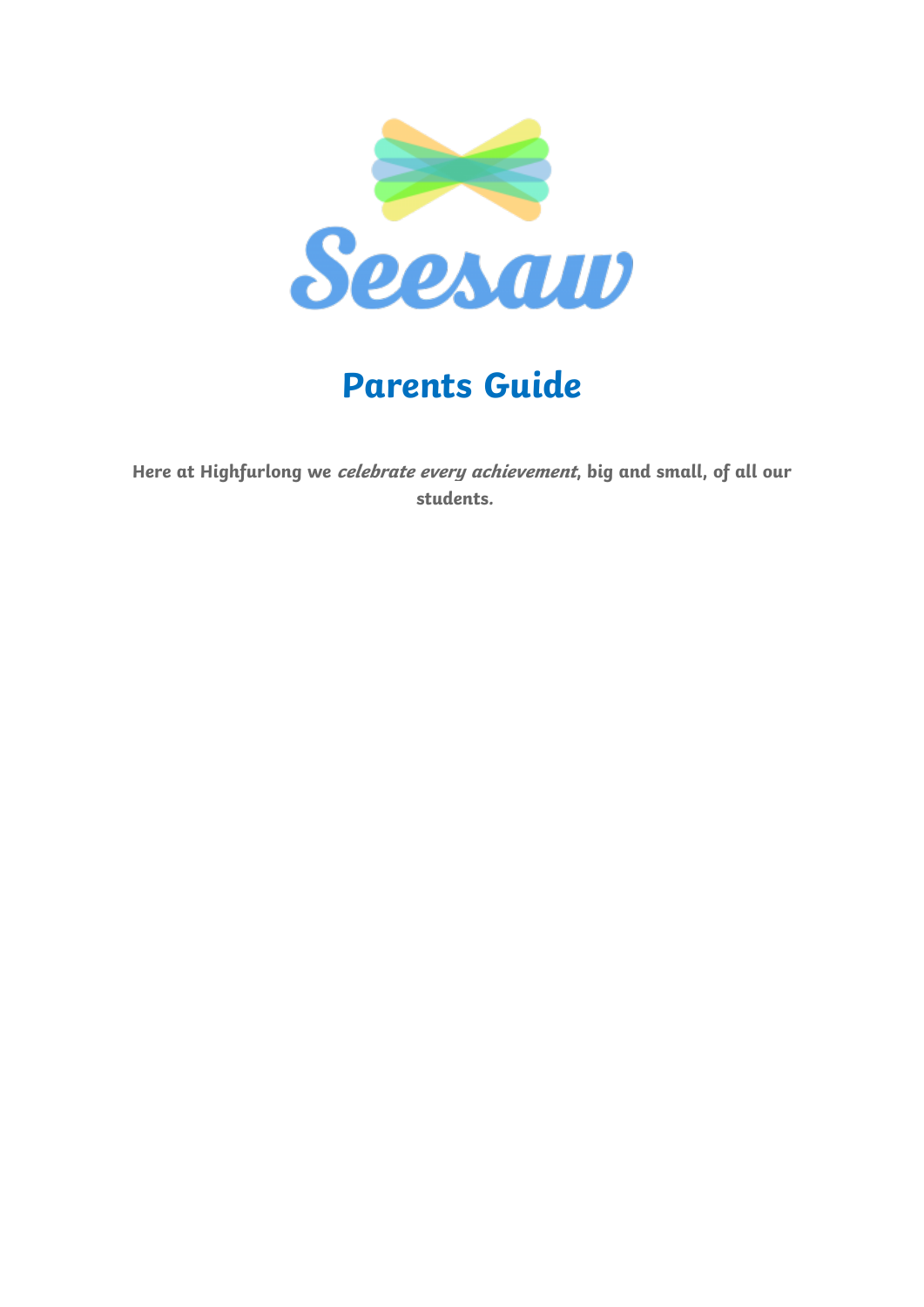# Seesaw

## Parents Guide

**Here at Highfurlong we *celebrate every achievement*, big and small, of all our students.**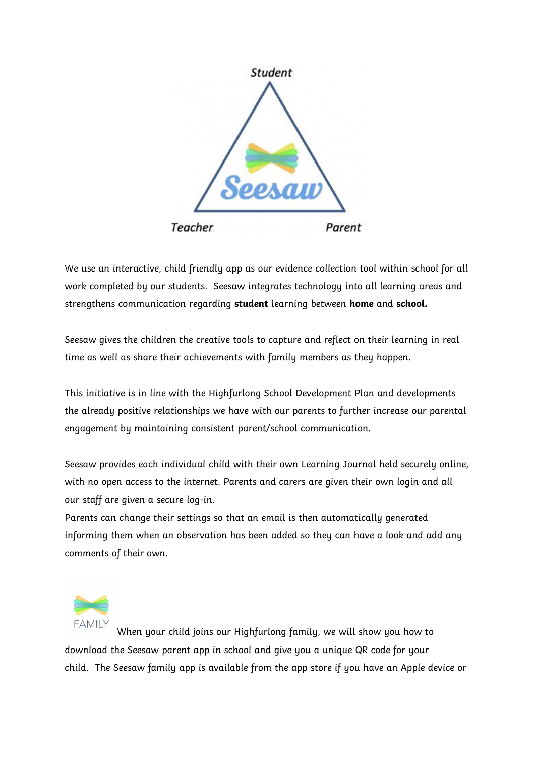Student

Teacher Parent

We use an interactive, child friendly app as our evidence collection tool within school for all work completed by our students. Seesaw integrates technology into all learning areas and strengthens communication regarding **student** learning between **home** and **school.**

Seesaw gives the children the creative tools to capture and reflect on their learning in real time as well as share their achievements with family members as they happen.

This initiative is in line with the Highfurlong School Development Plan and developments the already positive relationships we have with our parents to further increase our parental engagement by maintaining consistent parent/school communication.

Seesaw provides each individual child with their own Learning Journal held securely online, with no open access to the internet. Parents and carers are given their own login and all our staff are given a secure log-in.

Parents can change their settings so that an email is then automatically generated informing them when an observation has been added so they can have a look and add any comments of their own.

FAMILY When your child joins our Highfurlong family, we will show you how to download the Seesaw parent app in school and give you a unique QR code for your child. The Seesaw family app is available from the app store if you have an Apple device or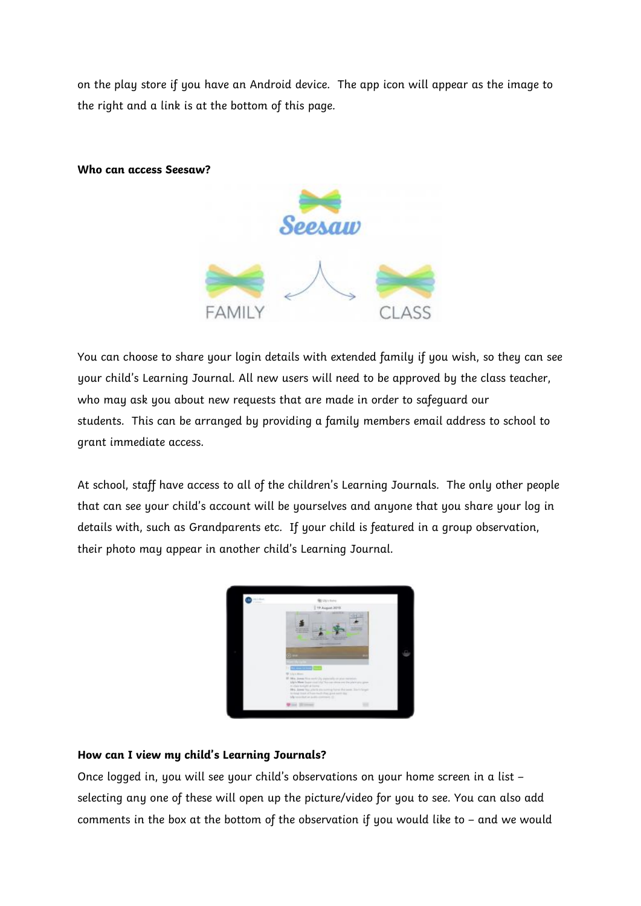on the play store if you have an Android device.  The app icon will appear as the image to the right and a link is at the bottom of this page.

**Who can access Seesaw?**

You can choose to share your login details with extended family if you wish, so they can see your child's Learning Journal. All new users will need to be approved by the class teacher, who may ask you about new requests that are made in order to safeguard our students.  This can be arranged by providing a family members email address to school to grant immediate access.

At school, staff have access to all of the children's Learning Journals.  The only other people that can see your child's account will be yourselves and anyone that you share your log in details with, such as Grandparents etc.  If your child is featured in a group observation, their photo may appear in another child's Learning Journal.

**How can I view my child's Learning Journals?**

Once logged in, you will see your child's observations on your home screen in a list – selecting any one of these will open up the picture/video for you to see. You can also add comments in the box at the bottom of the observation if you would like to – and we would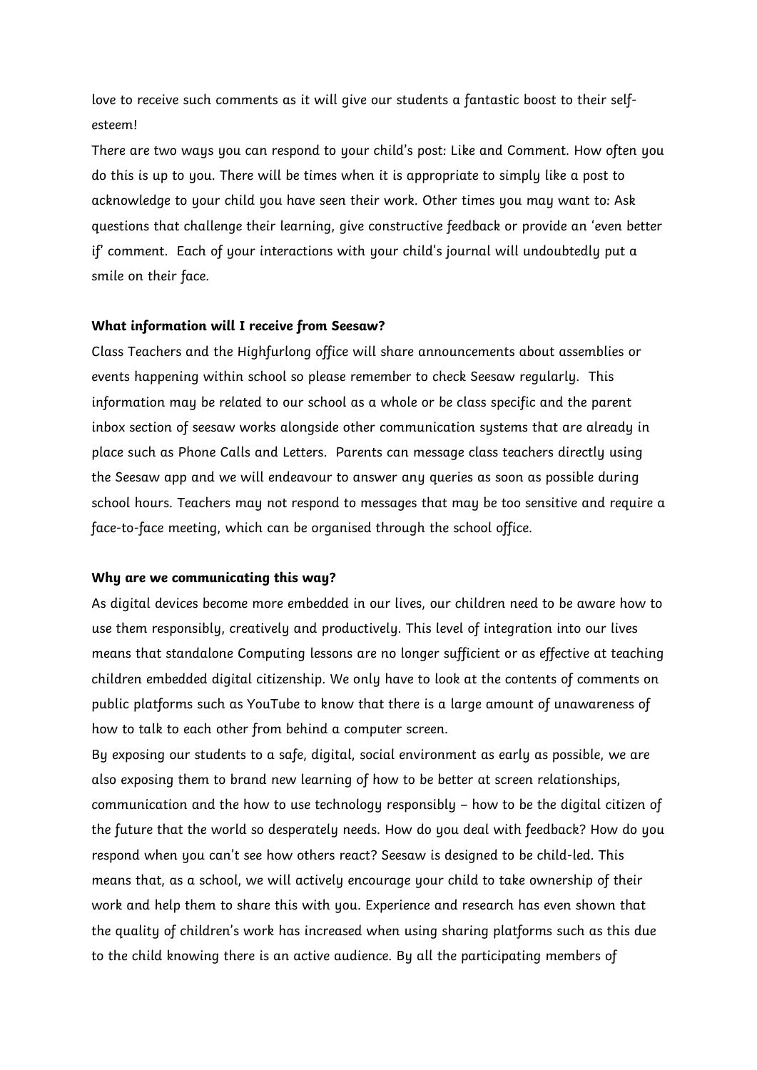love to receive such comments as it will give our students a fantastic boost to their self-esteem!

There are two ways you can respond to your child's post: Like and Comment. How often you do this is up to you. There will be times when it is appropriate to simply like a post to acknowledge to your child you have seen their work. Other times you may want to: Ask questions that challenge their learning, give constructive feedback or provide an 'even better if' comment. Each of your interactions with your child's journal will undoubtedly put a smile on their face.

**What information will I receive from Seesaw?**

Class Teachers and the Highfurlong office will share announcements about assemblies or events happening within school so please remember to check Seesaw regularly. This information may be related to our school as a whole or be class specific and the parent inbox section of seesaw works alongside other communication systems that are already in place such as Phone Calls and Letters. Parents can message class teachers directly using the Seesaw app and we will endeavour to answer any queries as soon as possible during school hours. Teachers may not respond to messages that may be too sensitive and require a face-to-face meeting, which can be organised through the school office.

**Why are we communicating this way?**

As digital devices become more embedded in our lives, our children need to be aware how to use them responsibly, creatively and productively. This level of integration into our lives means that standalone Computing lessons are no longer sufficient or as effective at teaching children embedded digital citizenship. We only have to look at the contents of comments on public platforms such as YouTube to know that there is a large amount of unawareness of how to talk to each other from behind a computer screen.

By exposing our students to a safe, digital, social environment as early as possible, we are also exposing them to brand new learning of how to be better at screen relationships, communication and the how to use technology responsibly – how to be the digital citizen of the future that the world so desperately needs. How do you deal with feedback? How do you respond when you can't see how others react? Seesaw is designed to be child-led. This means that, as a school, we will actively encourage your child to take ownership of their work and help them to share this with you. Experience and research has even shown that the quality of children's work has increased when using sharing platforms such as this due to the child knowing there is an active audience. By all the participating members of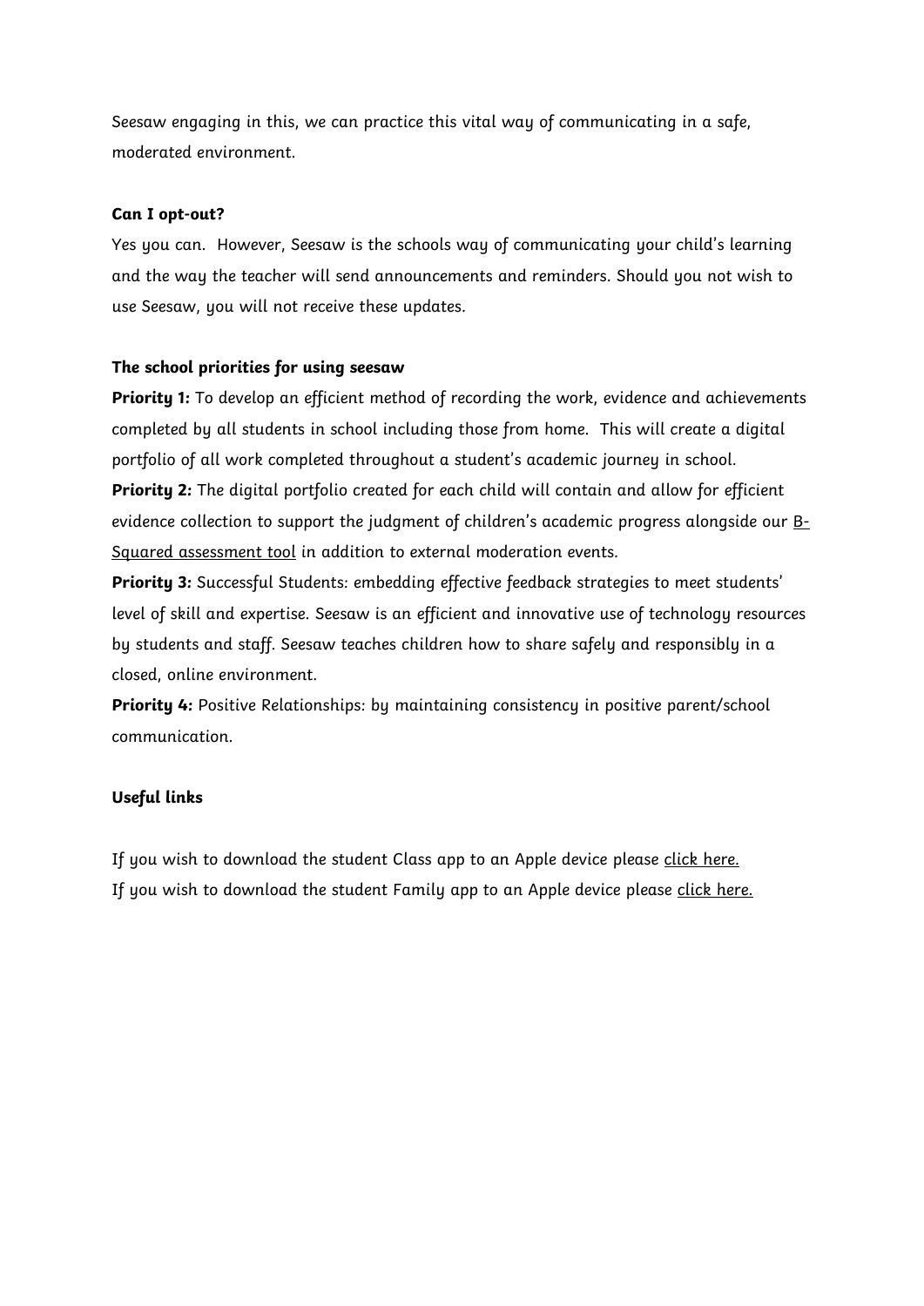Seesaw engaging in this, we can practice this vital way of communicating in a safe, moderated environment.

**Can I opt-out?**

Yes you can. However, Seesaw is the schools way of communicating your child's learning and the way the teacher will send announcements and reminders. Should you not wish to use Seesaw, you will not receive these updates.

**The school priorities for using seesaw**

**Priority 1:** To develop an efficient method of recording the work, evidence and achievements completed by all students in school including those from home. This will create a digital portfolio of all work completed throughout a student's academic journey in school.

**Priority 2:** The digital portfolio created for each child will contain and allow for efficient evidence collection to support the judgment of children's academic progress alongside our B-Squared assessment tool in addition to external moderation events.

**Priority 3:** Successful Students: embedding effective feedback strategies to meet students' level of skill and expertise. Seesaw is an efficient and innovative use of technology resources by students and staff. Seesaw teaches children how to share safely and responsibly in a closed, online environment.

**Priority 4:** Positive Relationships: by maintaining consistency in positive parent/school communication.

**Useful links**

If you wish to download the student Class app to an Apple device please click here.
If you wish to download the student Family app to an Apple device please click here.